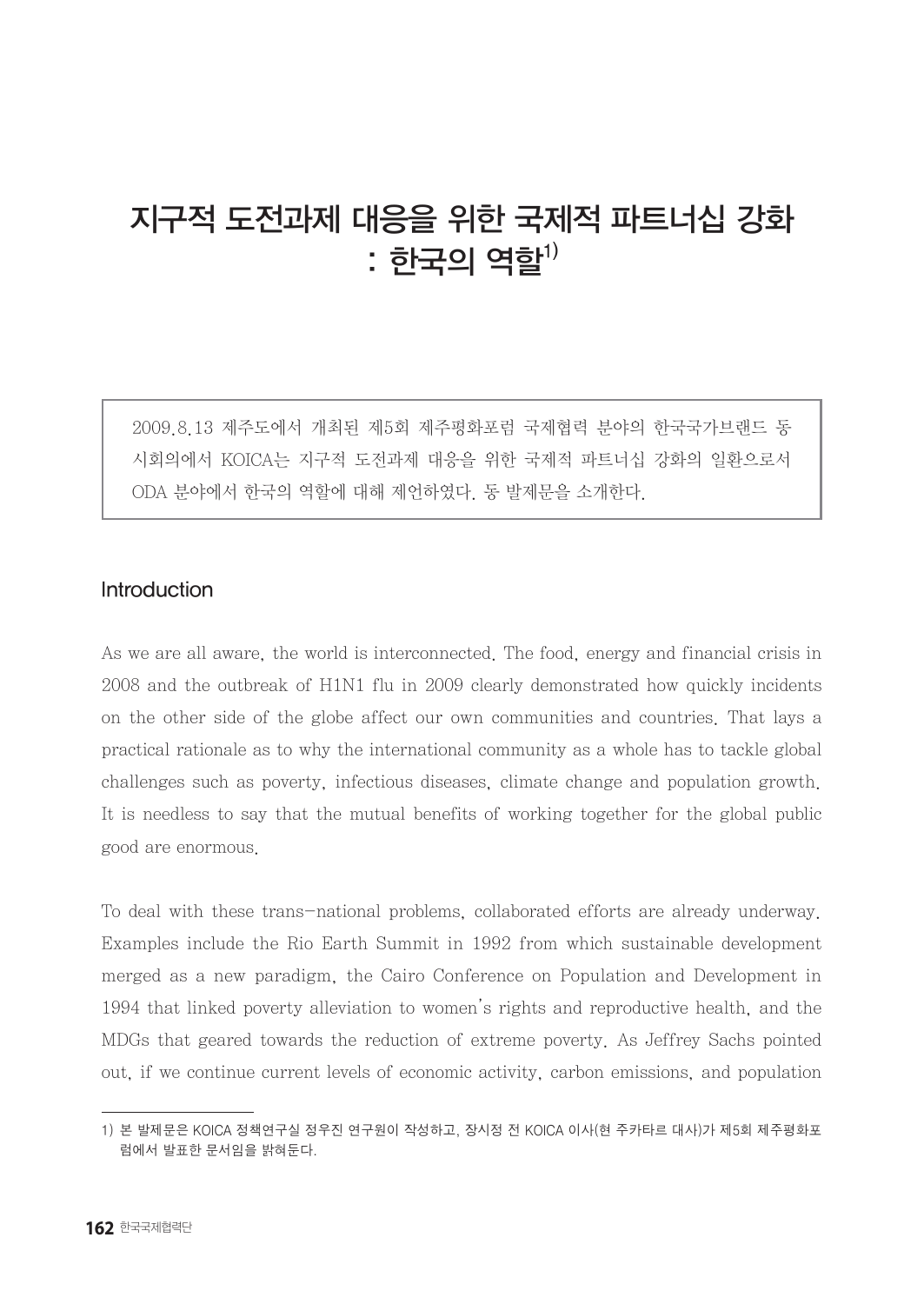# 지구적 도전과제 대응을 위한 국제적 파트너십 강화 : 한국의 역할[1)]

> 2009.8.13 제주도에서 개최된 제5회 제주평화포럼 국제협력 분야의 한국국가브랜드 동시회의에서 KOICA는 지구적 도전과제 대응을 위한 국제적 파트너십 강화의 일환으로서 ODA 분야에서 한국의 역할에 대해 제언하였다. 동 발제문을 소개한다.

## Introduction

As we are all aware, the world is interconnected. The food, energy and financial crisis in 2008 and the outbreak of H1N1 flu in 2009 clearly demonstrated how quickly incidents on the other side of the globe affect our own communities and countries. That lays a practical rationale as to why the international community as a whole has to tackle global challenges such as poverty, infectious diseases, climate change and population growth. It is needless to say that the mutual benefits of working together for the global public good are enormous.

To deal with these trans-national problems, collaborated efforts are already underway. Examples include the Rio Earth Summit in 1992 from which sustainable development merged as a new paradigm, the Cairo Conference on Population and Development in 1994 that linked poverty alleviation to women's rights and reproductive health, and the MDGs that geared towards the reduction of extreme poverty. As Jeffrey Sachs pointed out, if we continue current levels of economic activity, carbon emissions, and population

---

1) 본 발제문은 KOICA 정책연구실 정우진 연구원이 작성하고, 장시정 전 KOICA 이사(현 주카타르 대사)가 제5회 제주평화포럼에서 발표한 문서임을 밝혀둔다.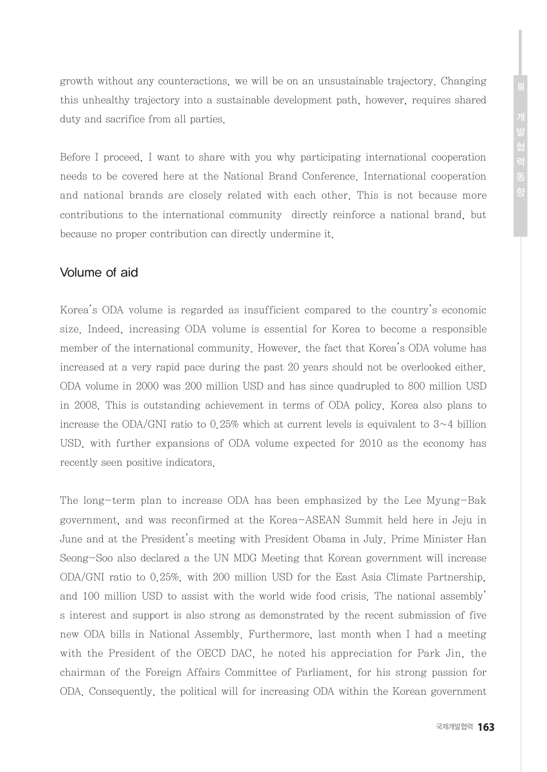growth without any counteractions, we will be on an unsustainable trajectory. Changing this unhealthy trajectory into a sustainable development path, however, requires shared duty and sacrifice from all parties.

Before I proceed, I want to share with you why participating international cooperation needs to be covered here at the National Brand Conference. International cooperation and national brands are closely related with each other. This is not because more contributions to the international community directly reinforce a national brand, but because no proper contribution can directly undermine it.

## Volume of aid

Korea's ODA volume is regarded as insufficient compared to the country's economic size. Indeed, increasing ODA volume is essential for Korea to become a responsible member of the international community. However, the fact that Korea's ODA volume has increased at a very rapid pace during the past 20 years should not be overlooked either. ODA volume in 2000 was 200 million USD and has since quadrupled to 800 million USD in 2008. This is outstanding achievement in terms of ODA policy. Korea also plans to increase the ODA/GNI ratio to 0.25% which at current levels is equivalent to 3~4 billion USD, with further expansions of ODA volume expected for 2010 as the economy has recently seen positive indicators.

The long-term plan to increase ODA has been emphasized by the Lee Myung-Bak government, and was reconfirmed at the Korea-ASEAN Summit held here in Jeju in June and at the President's meeting with President Obama in July. Prime Minister Han Seong-Soo also declared a the UN MDG Meeting that Korean government will increase ODA/GNI ratio to 0.25%, with 200 million USD for the East Asia Climate Partnership, and 100 million USD to assist with the world wide food crisis. The national assembly's interest and support is also strong as demonstrated by the recent submission of five new ODA bills in National Assembly. Furthermore, last month when I had a meeting with the President of the OECD DAC, he noted his appreciation for Park Jin, the chairman of the Foreign Affairs Committee of Parliament, for his strong passion for ODA. Consequently, the political will for increasing ODA within the Korean government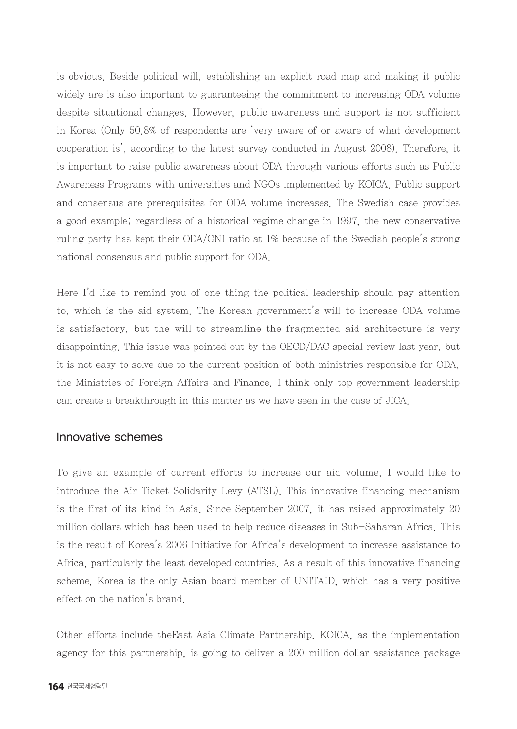is obvious. Beside political will, establishing an explicit road map and making it public widely are is also important to guaranteeing the commitment to increasing ODA volume despite situational changes. However, public awareness and support is not sufficient in Korea (Only 50.8% of respondents are 'very aware of or aware of what development cooperation is', according to the latest survey conducted in August 2008). Therefore, it is important to raise public awareness about ODA through various efforts such as Public Awareness Programs with universities and NGOs implemented by KOICA. Public support and consensus are prerequisites for ODA volume increases. The Swedish case provides a good example; regardless of a historical regime change in 1997, the new conservative ruling party has kept their ODA/GNI ratio at 1% because of the Swedish people's strong national consensus and public support for ODA.

Here I'd like to remind you of one thing the political leadership should pay attention to, which is the aid system. The Korean government's will to increase ODA volume is satisfactory, but the will to streamline the fragmented aid architecture is very disappointing. This issue was pointed out by the OECD/DAC special review last year, but it is not easy to solve due to the current position of both ministries responsible for ODA, the Ministries of Foreign Affairs and Finance. I think only top government leadership can create a breakthrough in this matter as we have seen in the case of JICA.

## Innovative schemes

To give an example of current efforts to increase our aid volume, I would like to introduce the Air Ticket Solidarity Levy (ATSL). This innovative financing mechanism is the first of its kind in Asia. Since September 2007, it has raised approximately 20 million dollars which has been used to help reduce diseases in Sub-Saharan Africa. This is the result of Korea's 2006 Initiative for Africa's development to increase assistance to Africa, particularly the least developed countries. As a result of this innovative financing scheme, Korea is the only Asian board member of UNITAID, which has a very positive effect on the nation's brand.

Other efforts include theEast Asia Climate Partnership. KOICA, as the implementation agency for this partnership, is going to deliver a 200 million dollar assistance package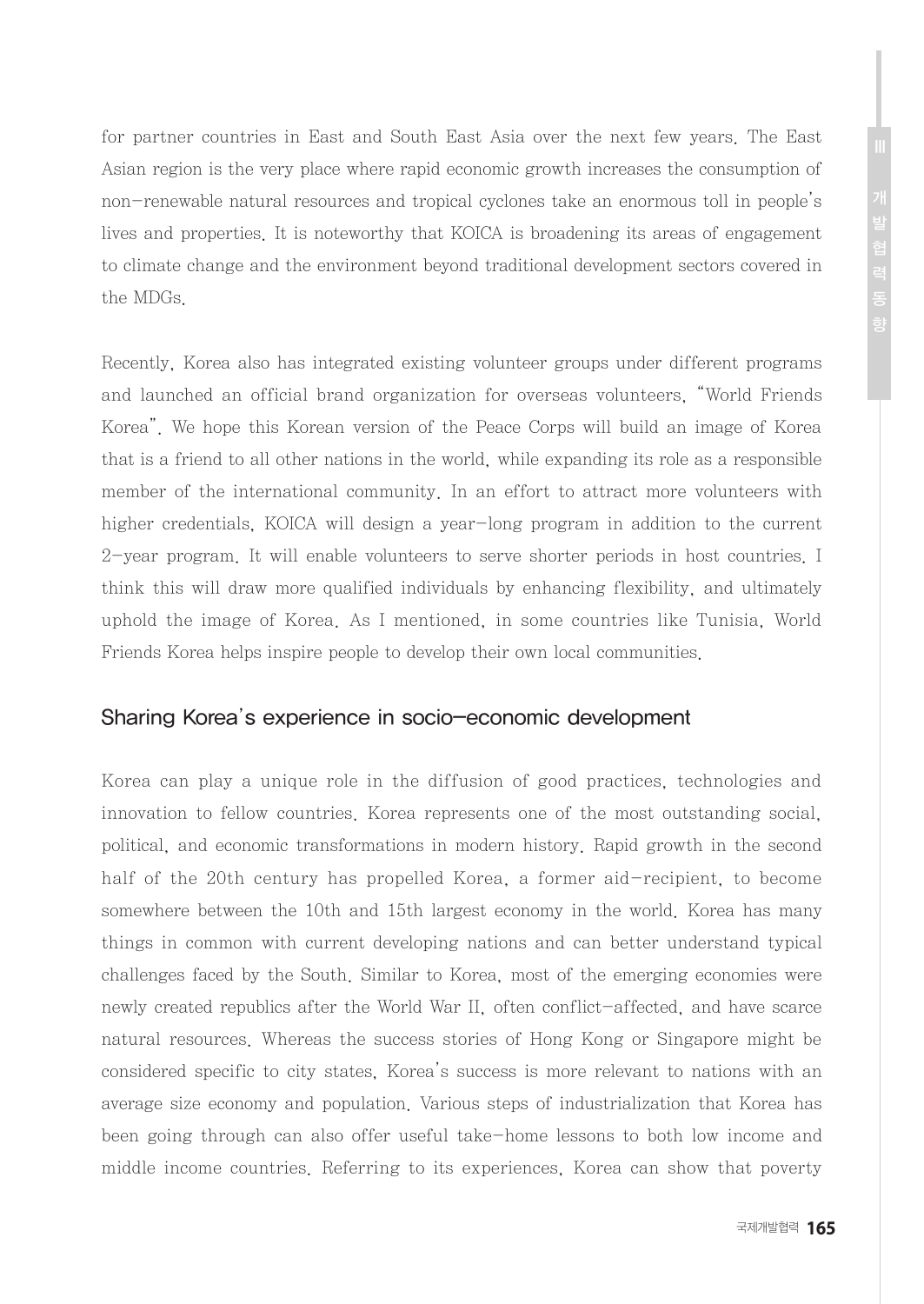for partner countries in East and South East Asia over the next few years. The East Asian region is the very place where rapid economic growth increases the consumption of non-renewable natural resources and tropical cyclones take an enormous toll in people's lives and properties. It is noteworthy that KOICA is broadening its areas of engagement to climate change and the environment beyond traditional development sectors covered in the MDGs.

Recently, Korea also has integrated existing volunteer groups under different programs and launched an official brand organization for overseas volunteers, "World Friends Korea". We hope this Korean version of the Peace Corps will build an image of Korea that is a friend to all other nations in the world, while expanding its role as a responsible member of the international community. In an effort to attract more volunteers with higher credentials, KOICA will design a year-long program in addition to the current 2-year program. It will enable volunteers to serve shorter periods in host countries. I think this will draw more qualified individuals by enhancing flexibility, and ultimately uphold the image of Korea. As I mentioned, in some countries like Tunisia, World Friends Korea helps inspire people to develop their own local communities.

## Sharing Korea's experience in socio-economic development

Korea can play a unique role in the diffusion of good practices, technologies and innovation to fellow countries. Korea represents one of the most outstanding social, political, and economic transformations in modern history. Rapid growth in the second half of the 20th century has propelled Korea, a former aid-recipient, to become somewhere between the 10th and 15th largest economy in the world. Korea has many things in common with current developing nations and can better understand typical challenges faced by the South. Similar to Korea, most of the emerging economies were newly created republics after the World War II, often conflict-affected, and have scarce natural resources. Whereas the success stories of Hong Kong or Singapore might be considered specific to city states, Korea's success is more relevant to nations with an average size economy and population. Various steps of industrialization that Korea has been going through can also offer useful take-home lessons to both low income and middle income countries. Referring to its experiences, Korea can show that poverty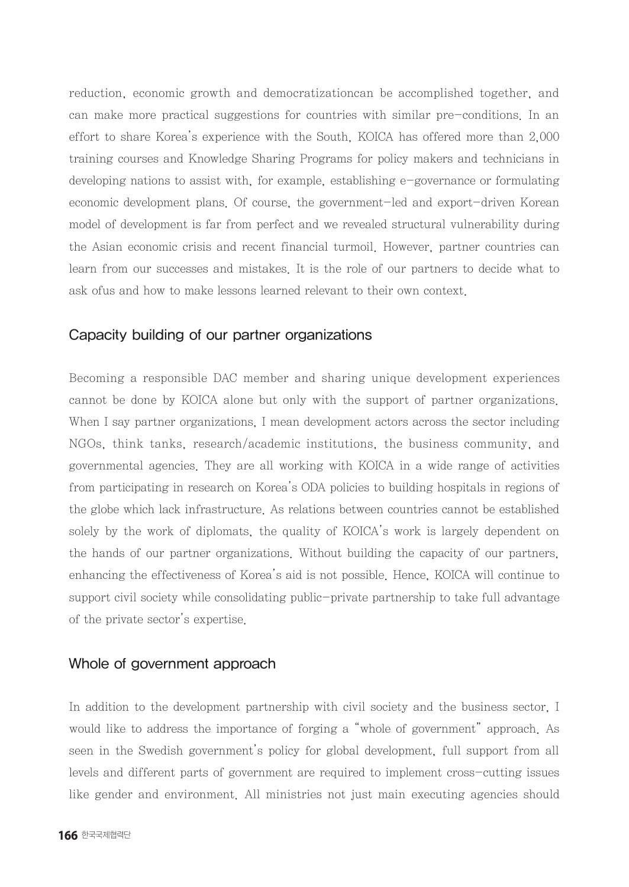reduction, economic growth and democratizationcan be accomplished together, and can make more practical suggestions for countries with similar pre-conditions. In an effort to share Korea's experience with the South, KOICA has offered more than 2,000 training courses and Knowledge Sharing Programs for policy makers and technicians in developing nations to assist with, for example, establishing e-governance or formulating economic development plans. Of course, the government-led and export-driven Korean model of development is far from perfect and we revealed structural vulnerability during the Asian economic crisis and recent financial turmoil. However, partner countries can learn from our successes and mistakes. It is the role of our partners to decide what to ask ofus and how to make lessons learned relevant to their own context.

## Capacity building of our partner organizations

Becoming a responsible DAC member and sharing unique development experiences cannot be done by KOICA alone but only with the support of partner organizations. When I say partner organizations, I mean development actors across the sector including NGOs, think tanks, research/academic institutions, the business community, and governmental agencies. They are all working with KOICA in a wide range of activities from participating in research on Korea's ODA policies to building hospitals in regions of the globe which lack infrastructure. As relations between countries cannot be established solely by the work of diplomats, the quality of KOICA's work is largely dependent on the hands of our partner organizations. Without building the capacity of our partners, enhancing the effectiveness of Korea's aid is not possible. Hence, KOICA will continue to support civil society while consolidating public-private partnership to take full advantage of the private sector's expertise.

## Whole of government approach

In addition to the development partnership with civil society and the business sector, I would like to address the importance of forging a "whole of government" approach. As seen in the Swedish government's policy for global development, full support from all levels and different parts of government are required to implement cross-cutting issues like gender and environment. All ministries not just main executing agencies should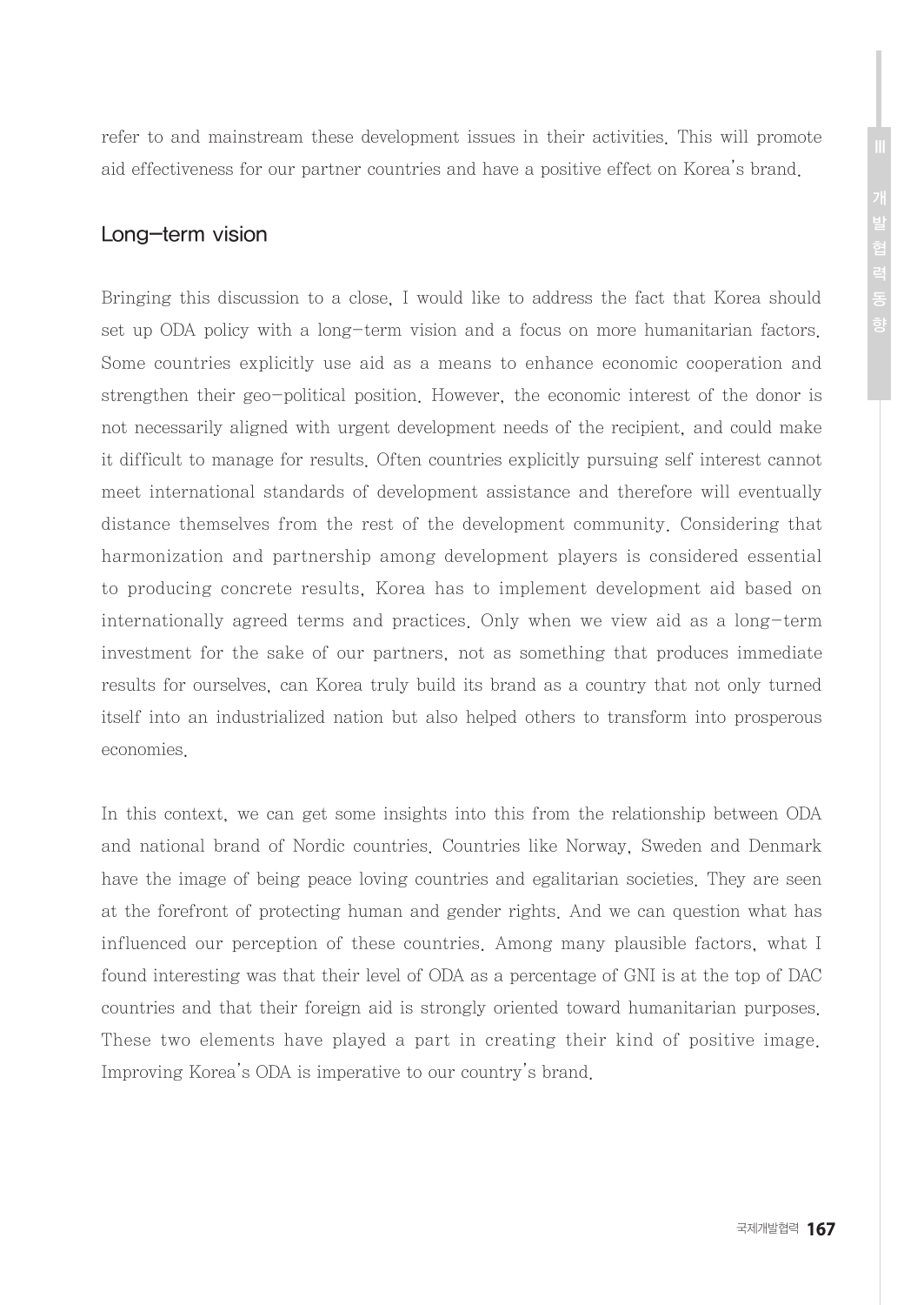refer to and mainstream these development issues in their activities. This will promote aid effectiveness for our partner countries and have a positive effect on Korea's brand.

## Long-term vision

Bringing this discussion to a close, I would like to address the fact that Korea should set up ODA policy with a long-term vision and a focus on more humanitarian factors. Some countries explicitly use aid as a means to enhance economic cooperation and strengthen their geo-political position. However, the economic interest of the donor is not necessarily aligned with urgent development needs of the recipient, and could make it difficult to manage for results. Often countries explicitly pursuing self interest cannot meet international standards of development assistance and therefore will eventually distance themselves from the rest of the development community. Considering that harmonization and partnership among development players is considered essential to producing concrete results, Korea has to implement development aid based on internationally agreed terms and practices. Only when we view aid as a long-term investment for the sake of our partners, not as something that produces immediate results for ourselves, can Korea truly build its brand as a country that not only turned itself into an industrialized nation but also helped others to transform into prosperous economies.

In this context, we can get some insights into this from the relationship between ODA and national brand of Nordic countries. Countries like Norway, Sweden and Denmark have the image of being peace loving countries and egalitarian societies. They are seen at the forefront of protecting human and gender rights. And we can question what has influenced our perception of these countries. Among many plausible factors, what I found interesting was that their level of ODA as a percentage of GNI is at the top of DAC countries and that their foreign aid is strongly oriented toward humanitarian purposes. These two elements have played a part in creating their kind of positive image. Improving Korea's ODA is imperative to our country's brand.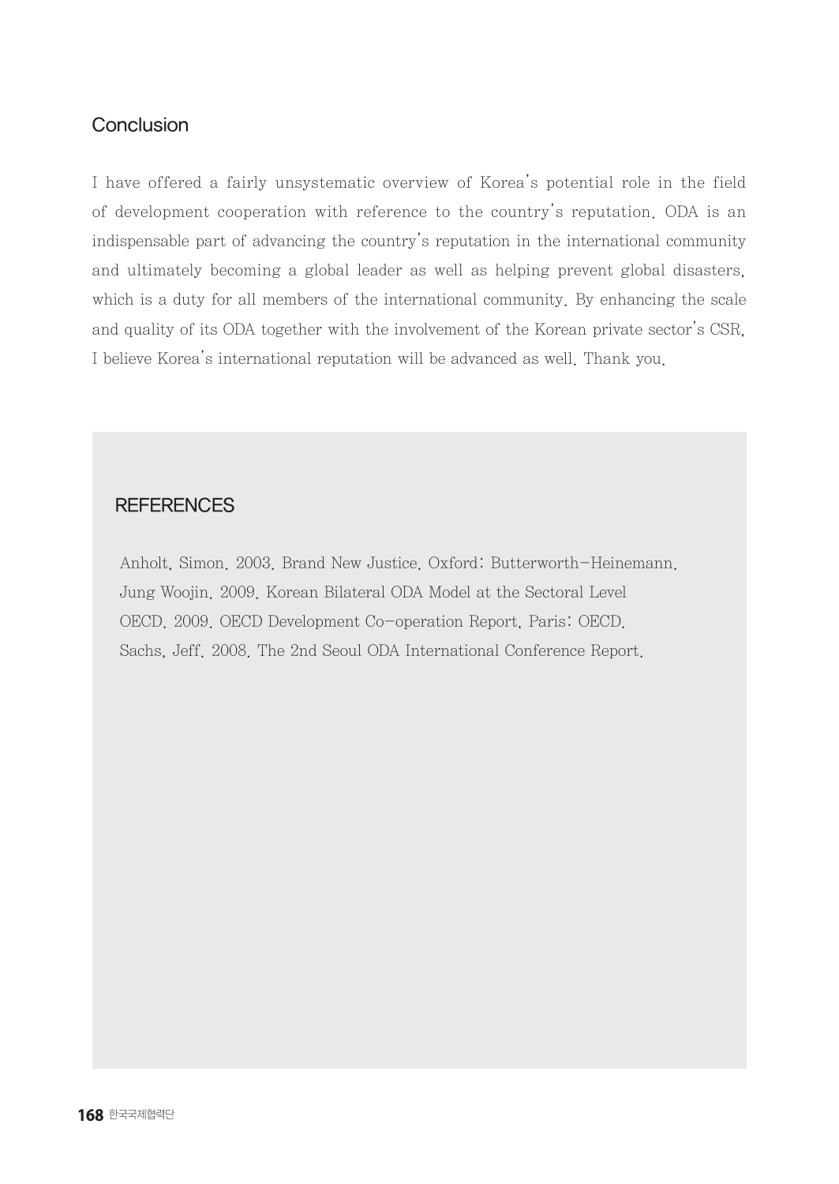## Conclusion

I have offered a fairly unsystematic overview of Korea's potential role in the field of development cooperation with reference to the country's reputation. ODA is an indispensable part of advancing the country's reputation in the international community and ultimately becoming a global leader as well as helping prevent global disasters, which is a duty for all members of the international community. By enhancing the scale and quality of its ODA together with the involvement of the Korean private sector's CSR, I believe Korea's international reputation will be advanced as well. Thank you.

## REFERENCES

Anholt, Simon. 2003. Brand New Justice. Oxford: Butterworth-Heinemann.
Jung Woojin. 2009. Korean Bilateral ODA Model at the Sectoral Level
OECD. 2009. OECD Development Co-operation Report. Paris: OECD.
Sachs, Jeff. 2008. The 2nd Seoul ODA International Conference Report.